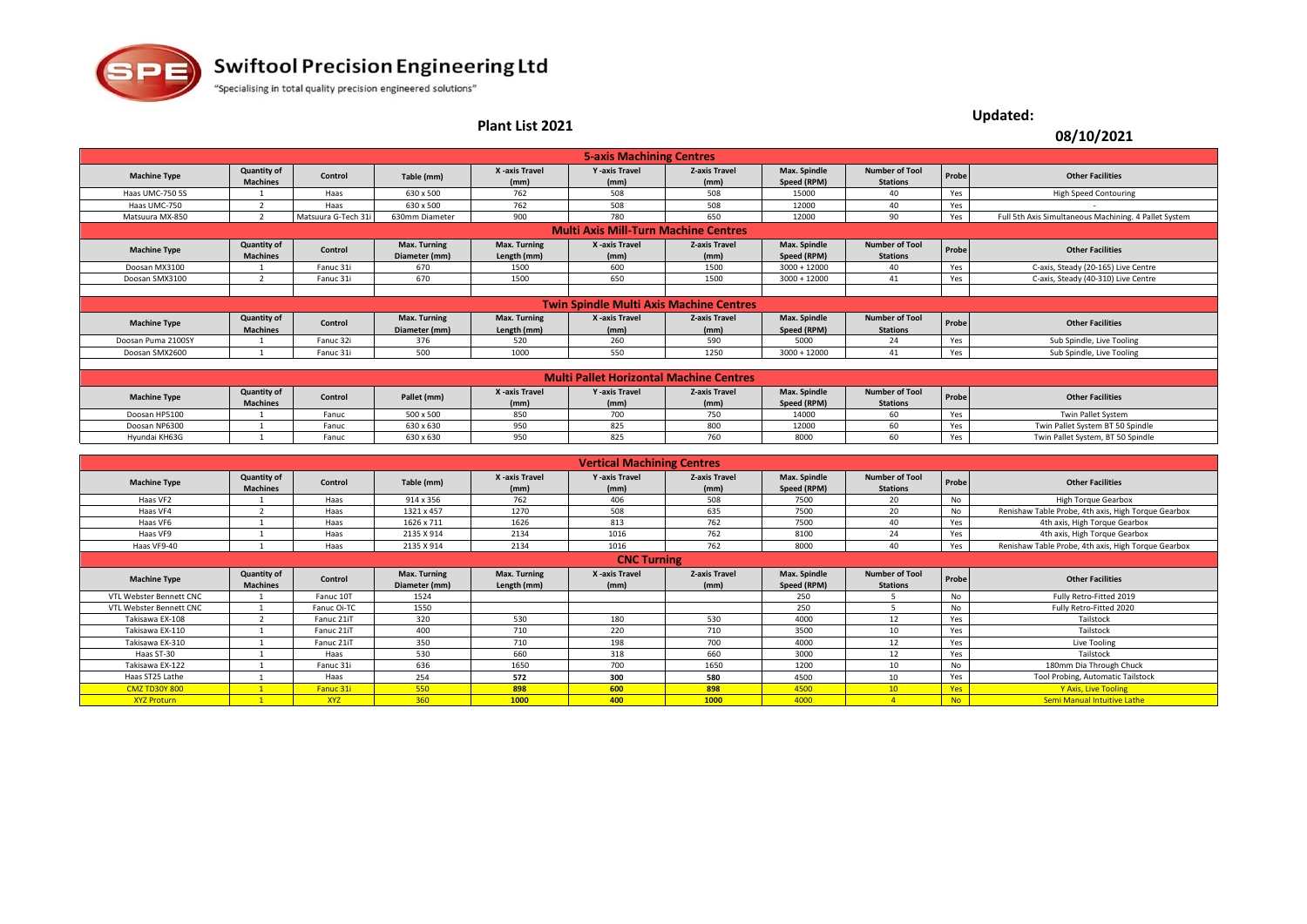# Swiftool Precision Engineering Ltd

"Specialising in total quality precision engineered solutions"

## Plant List 2021

**Updated:** **08/10/2021**

### 5-axis Machining Centres

| Machine Type | Quantity of Machines | Control | Table (mm) | X -axis Travel (mm) | Y -axis Travel (mm) | Z-axis Travel (mm) | Max. Spindle Speed (RPM) | Number of Tool Stations | Probe | Other Facilities |
|---|---|---|---|---|---|---|---|---|---|---|
| Haas UMC-750 SS | 1 | Haas | 630 x 500 | 762 | 508 | 508 | 15000 | 40 | Yes | High Speed Contouring |
| Haas UMC-750 | 2 | Haas | 630 x 500 | 762 | 508 | 508 | 12000 | 40 | Yes | - |
| Matsuura MX-850 | 2 | Matsuura G-Tech 31i | 630mm Diameter | 900 | 780 | 650 | 12000 | 90 | Yes | Full 5th Axis Simultaneous Machining. 4 Pallet System |

### Multi Axis Mill-Turn Machine Centres

| Machine Type | Quantity of Machines | Control | Max. Turning Diameter (mm) | Max. Turning Length (mm) | X -axis Travel (mm) | Z-axis Travel (mm) | Max. Spindle Speed (RPM) | Number of Tool Stations | Probe | Other Facilities |
|---|---|---|---|---|---|---|---|---|---|---|
| Doosan MX3100 | 1 | Fanuc 31i | 670 | 1500 | 600 | 1500 | 3000 + 12000 | 40 | Yes | C-axis, Steady (20-165) Live Centre |
| Doosan SMX3100 | 2 | Fanuc 31i | 670 | 1500 | 650 | 1500 | 3000 + 12000 | 41 | Yes | C-axis, Steady (40-310) Live Centre |

### Twin Spindle Multi Axis Machine Centres

| Machine Type | Quantity of Machines | Control | Max. Turning Diameter (mm) | Max. Turning Length (mm) | X -axis Travel (mm) | Z-axis Travel (mm) | Max. Spindle Speed (RPM) | Number of Tool Stations | Probe | Other Facilities |
|---|---|---|---|---|---|---|---|---|---|---|
| Doosan Puma 2100SY | 1 | Fanuc 32i | 376 | 520 | 260 | 590 | 5000 | 24 | Yes | Sub Spindle, Live Tooling |
| Doosan SMX2600 | 1 | Fanuc 31i | 500 | 1000 | 550 | 1250 | 3000 + 12000 | 41 | Yes | Sub Spindle, Live Tooling |

### Multi Pallet Horizontal Machine Centres

| Machine Type | Quantity of Machines | Control | Pallet (mm) | X -axis Travel (mm) | Y -axis Travel (mm) | Z-axis Travel (mm) | Max. Spindle Speed (RPM) | Number of Tool Stations | Probe | Other Facilities |
|---|---|---|---|---|---|---|---|---|---|---|
| Doosan HP5100 | 1 | Fanuc | 500 x 500 | 850 | 700 | 750 | 14000 | 60 | Yes | Twin Pallet System |
| Doosan NP6300 | 1 | Fanuc | 630 x 630 | 950 | 825 | 800 | 12000 | 60 | Yes | Twin Pallet System BT 50 Spindle |
| Hyundai KH63G | 1 | Fanuc | 630 x 630 | 950 | 825 | 760 | 8000 | 60 | Yes | Twin Pallet System, BT 50 Spindle |

### Vertical Machining Centres

| Machine Type | Quantity of Machines | Control | Table (mm) | X -axis Travel (mm) | Y -axis Travel (mm) | Z-axis Travel (mm) | Max. Spindle Speed (RPM) | Number of Tool Stations | Probe | Other Facilities |
|---|---|---|---|---|---|---|---|---|---|---|
| Haas VF2 | 1 | Haas | 914 x 356 | 762 | 406 | 508 | 7500 | 20 | No | High Torque Gearbox |
| Haas VF4 | 2 | Haas | 1321 x 457 | 1270 | 508 | 635 | 7500 | 20 | No | Renishaw Table Probe, 4th axis, High Torque Gearbox |
| Haas VF6 | 1 | Haas | 1626 x 711 | 1626 | 813 | 762 | 7500 | 40 | Yes | 4th axis, High Torque Gearbox |
| Haas VF9 | 1 | Haas | 2135 X 914 | 2134 | 1016 | 762 | 8100 | 24 | Yes | 4th axis, High Torque Gearbox |
| Haas VF9-40 | 1 | Haas | 2135 X 914 | 2134 | 1016 | 762 | 8000 | 40 | Yes | Renishaw Table Probe, 4th axis, High Torque Gearbox |

### CNC Turning

| Machine Type | Quantity of Machines | Control | Max. Turning Diameter (mm) | Max. Turning Length (mm) | X -axis Travel (mm) | Z-axis Travel (mm) | Max. Spindle Speed (RPM) | Number of Tool Stations | Probe | Other Facilities |
|---|---|---|---|---|---|---|---|---|---|---|
| VTL Webster Bennett CNC | 1 | Fanuc 10T | 1524 | | | | 250 | 5 | No | Fully Retro-Fitted 2019 |
| VTL Webster Bennett CNC | 1 | Fanuc Oi-TC | 1550 | | | | 250 | 5 | No | Fully Retro-Fitted 2020 |
| Takisawa EX-108 | 2 | Fanuc 21iT | 320 | 530 | 180 | 530 | 4000 | 12 | Yes | Tailstock |
| Takisawa EX-110 | 1 | Fanuc 21iT | 400 | 710 | 220 | 710 | 3500 | 10 | Yes | Tailstock |
| Takisawa EX-310 | 1 | Fanuc 21iT | 350 | 710 | 198 | 700 | 4000 | 12 | Yes | Live Tooling |
| Haas ST-30 | 1 | Haas | 530 | 660 | 318 | 660 | 3000 | 12 | Yes | Tailstock |
| Takisawa EX-122 | 1 | Fanuc 31i | 636 | 1650 | 700 | 1650 | 1200 | 10 | No | 180mm Dia Through Chuck |
| Haas ST25 Lathe | 1 | Haas | 254 | 572 | 300 | 580 | 4500 | 10 | Yes | Tool Probing, Automatic Tailstock |
| CMZ TD30Y 800 | 1 | Fanuc 31i | 550 | 898 | 600 | 898 | 4500 | 10 | Yes | Y Axis, Live Tooling |
| XYZ Proturn | 1 | XYZ | 360 | 1000 | 400 | 1000 | 4000 | 4 | No | Semi Manual Intuitive Lathe |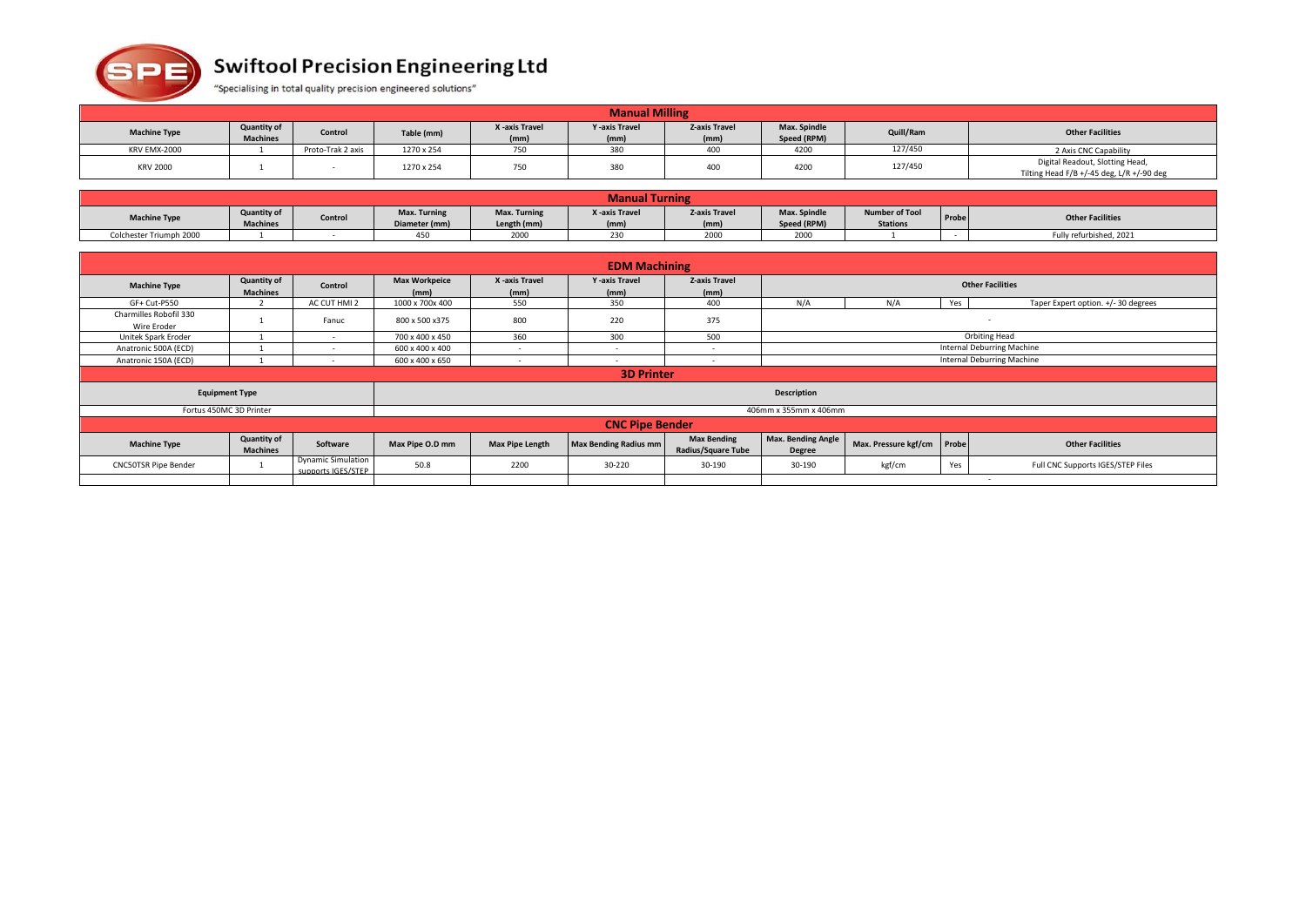# Swiftool Precision Engineering Ltd

"Specialising in total quality precision engineered solutions"

## Manual Milling

| Machine Type | Quantity of Machines | Control | Table (mm) | X -axis Travel (mm) | Y -axis Travel (mm) | Z-axis Travel (mm) | Max. Spindle Speed (RPM) | Quill/Ram | Other Facilities |
|---|---|---|---|---|---|---|---|---|---|
| KRV EMX-2000 | 1 | Proto-Trak 2 axis | 1270 x 254 | 750 | 380 | 400 | 4200 | 127/450 | 2 Axis CNC Capability |
| KRV 2000 | 1 | - | 1270 x 254 | 750 | 380 | 400 | 4200 | 127/450 | Digital Readout, Slotting Head, Tilting Head F/B +/-45 deg, L/R +/-90 deg |

## Manual Turning

| Machine Type | Quantity of Machines | Control | Max. Turning Diameter (mm) | Max. Turning Length (mm) | X -axis Travel (mm) | Z-axis Travel (mm) | Max. Spindle Speed (RPM) | Number of Tool Stations | Probe | Other Facilities |
|---|---|---|---|---|---|---|---|---|---|---|
| Colchester Triumph 2000 | 1 | - | 450 | 2000 | 230 | 2000 | 2000 | 1 | - | Fully refurbished, 2021 |

## EDM Machining

| Machine Type | Quantity of Machines | Control | Max Workpeice (mm) | X -axis Travel (mm) | Y -axis Travel (mm) | Z-axis Travel (mm) | Other Facilities | | | |
|---|---|---|---|---|---|---|---|---|---|---|
| GF+ Cut-P550 | 2 | AC CUT HMI 2 | 1000 x 700x 400 | 550 | 350 | 400 | N/A | N/A | Yes | Taper Expert option. +/- 30 degrees |
| Charmilles Robofil 330 Wire Eroder | 1 | Fanuc | 800 x 500 x375 | 800 | 220 | 375 | - | | | |
| Unitek Spark Eroder | 1 | - | 700 x 400 x 450 | 360 | 300 | 500 | Orbiting Head | | | |
| Anatronic 500A (ECD) | 1 | - | 600 x 400 x 400 | - | - | - | Internal Deburring Machine | | | |
| Anatronic 150A (ECD) | 1 | - | 600 x 400 x 650 | - | - | - | Internal Deburring Machine | | | |

## 3D Printer

| Equipment Type | Description |
|---|---|
| Fortus 450MC 3D Printer | 406mm x 355mm x 406mm |

## CNC Pipe Bender

| Machine Type | Quantity of Machines | Software | Max Pipe O.D mm | Max Pipe Length | Max Bending Radius mm | Max Bending Radius/Square Tube | Max. Bending Angle Degree | Max. Pressure kgf/cm | Probe | Other Facilities |
|---|---|---|---|---|---|---|---|---|---|---|
| CNC50TSR Pipe Bender | 1 | Dynamic Simulation supports IGES/STEP | 50.8 | 2200 | 30-220 | 30-190 | 30-190 | kgf/cm | Yes | Full CNC Supports IGES/STEP Files |
| | | | | | | | - | | | |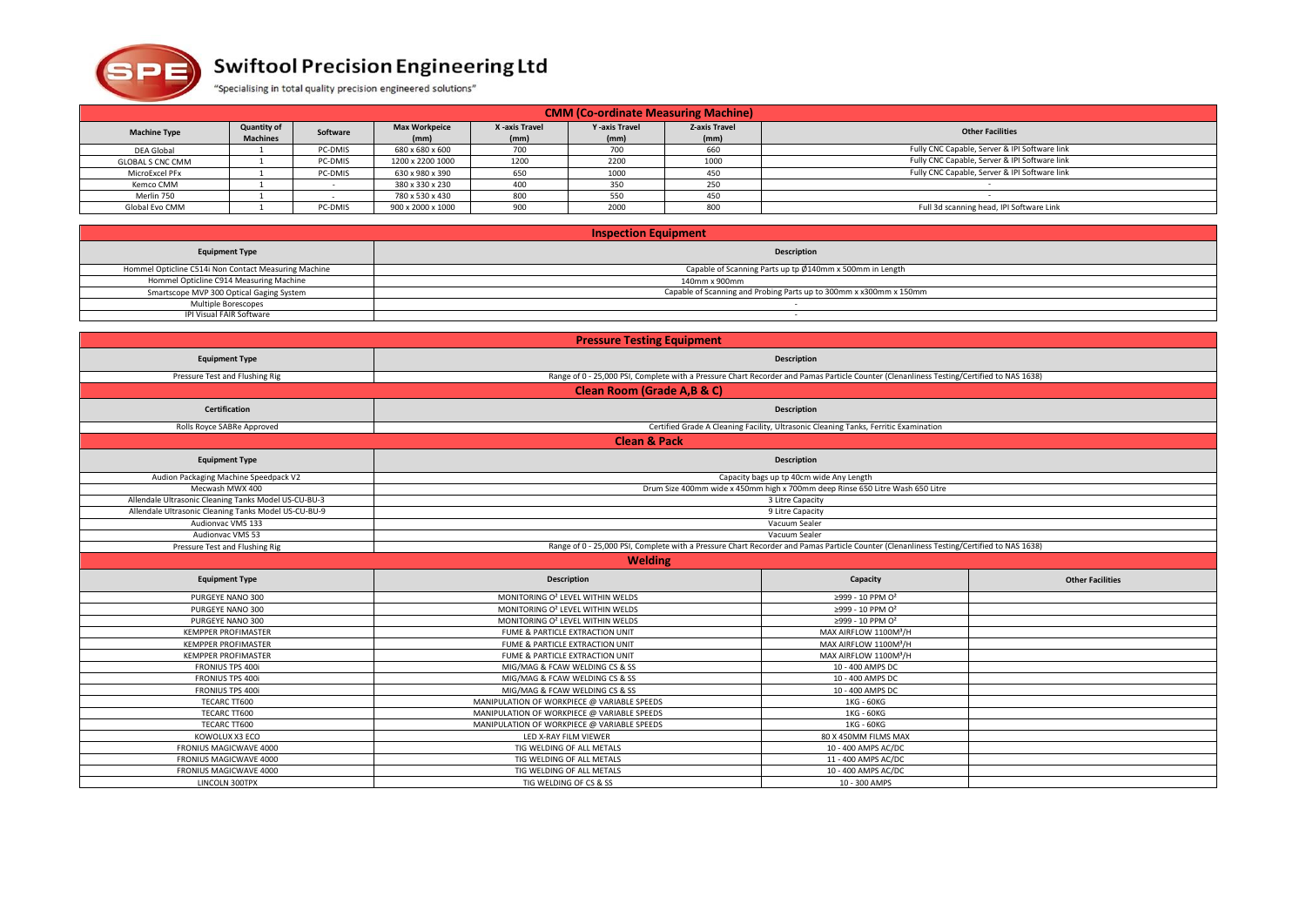# Swiftool Precision Engineering Ltd

"Specialising in total quality precision engineered solutions"

## CMM (Co-ordinate Measuring Machine)

| Machine Type | Quantity of Machines | Software | Max Workpeice (mm) | X -axis Travel (mm) | Y -axis Travel (mm) | Z-axis Travel (mm) | Other Facilities |
|---|---|---|---|---|---|---|---|
| DEA Global | 1 | PC-DMIS | 680 x 680 x 600 | 700 | 700 | 660 | Fully CNC Capable, Server & IPI Software link |
| GLOBAL S CNC CMM | 1 | PC-DMIS | 1200 x 2200 1000 | 1200 | 2200 | 1000 | Fully CNC Capable, Server & IPI Software link |
| MicroExcel PFx | 1 | PC-DMIS | 630 x 980 x 390 | 650 | 1000 | 450 | Fully CNC Capable, Server & IPI Software link |
| Kemco CMM | 1 | - | 380 x 330 x 230 | 400 | 350 | 250 | - |
| Merlin 750 | 1 | - | 780 x 530 x 430 | 800 | 550 | 450 | - |
| Global Evo CMM | 1 | PC-DMIS | 900 x 2000 x 1000 | 900 | 2000 | 800 | Full 3d scanning head, IPI Software Link |

## Inspection Equipment

| Equipment Type | Description |
|---|---|
| Hommel Opticline C514i Non Contact Measuring Machine | Capable of Scanning Parts up tp Ø140mm x 500mm in Length |
| Hommel Opticline C914 Measuring Machine | 140mm x 900mm |
| Smartscope MVP 300 Optical Gaging System | Capable of Scanning and Probing Parts up to 300mm x x300mm x 150mm |
| Multiple Borescopes | - |
| IPI Visual FAIR Software | - |

## Pressure Testing Equipment

| Equipment Type | Description |
|---|---|
| Pressure Test and Flushing Rig | Range of 0 - 25,000 PSI, Complete with a Pressure Chart Recorder and Pamas Particle Counter (Clenanliness Testing/Certified to NAS 1638) |

## Clean Room (Grade A,B & C)

| Certification | Description |
|---|---|
| Rolls Royce SABRe Approved | Certified Grade A Cleaning Facility, Ultrasonic Cleaning Tanks, Ferritic Examination |

## Clean & Pack

| Equipment Type | Description |
|---|---|
| Audion Packaging Machine Speedpack V2 | Capacity bags up tp 40cm wide Any Length |
| Mecwash MWX 400 | Drum Size 400mm wide x 450mm high x 700mm deep Rinse 650 Litre Wash 650 Litre |
| Allendale Ultrasonic Cleaning Tanks Model US-CU-BU-3 | 3 Litre Capacity |
| Allendale Ultrasonic Cleaning Tanks Model US-CU-BU-9 | 9 Litre Capacity |
| Audionvac VMS 133 | Vacuum Sealer |
| Audionvac VMS 53 | Vacuum Sealer |
| Pressure Test and Flushing Rig | Range of 0 - 25,000 PSI, Complete with a Pressure Chart Recorder and Pamas Particle Counter (Clenanliness Testing/Certified to NAS 1638) |

## Welding

| Equipment Type | Description | Capacity | Other Facilities |
|---|---|---|---|
| PURGEYE NANO 300 | MONITORING $O^2$ LEVEL WITHIN WELDS | ≥999 - 10 PPM $O^2$ | |
| PURGEYE NANO 300 | MONITORING $O^2$ LEVEL WITHIN WELDS | ≥999 - 10 PPM $O^2$ | |
| PURGEYE NANO 300 | MONITORING $O^2$ LEVEL WITHIN WELDS | ≥999 - 10 PPM $O^2$ | |
| KEMPPER PROFIMASTER | FUME & PARTICLE EXTRACTION UNIT | MAX AIRFLOW 1100$M^3$/H | |
| KEMPPER PROFIMASTER | FUME & PARTICLE EXTRACTION UNIT | MAX AIRFLOW 1100$M^3$/H | |
| KEMPPER PROFIMASTER | FUME & PARTICLE EXTRACTION UNIT | MAX AIRFLOW 1100$M^3$/H | |
| FRONIUS TPS 400i | MIG/MAG & FCAW WELDING CS & SS | 10 - 400 AMPS DC | |
| FRONIUS TPS 400i | MIG/MAG & FCAW WELDING CS & SS | 10 - 400 AMPS DC | |
| FRONIUS TPS 400i | MIG/MAG & FCAW WELDING CS & SS | 10 - 400 AMPS DC | |
| TECARC TT600 | MANIPULATION OF WORKPIECE @ VARIABLE SPEEDS | 1KG - 60KG | |
| TECARC TT600 | MANIPULATION OF WORKPIECE @ VARIABLE SPEEDS | 1KG - 60KG | |
| TECARC TT600 | MANIPULATION OF WORKPIECE @ VARIABLE SPEEDS | 1KG - 60KG | |
| KOWOLUX X3 ECO | LED X-RAY FILM VIEWER | 80 X 450MM FILMS MAX | |
| FRONIUS MAGICWAVE 4000 | TIG WELDING OF ALL METALS | 10 - 400 AMPS AC/DC | |
| FRONIUS MAGICWAVE 4000 | TIG WELDING OF ALL METALS | 11 - 400 AMPS AC/DC | |
| FRONIUS MAGICWAVE 4000 | TIG WELDING OF ALL METALS | 10 - 400 AMPS AC/DC | |
| LINCOLN 300TPX | TIG WELDING OF CS & SS | 10 - 300 AMPS | |